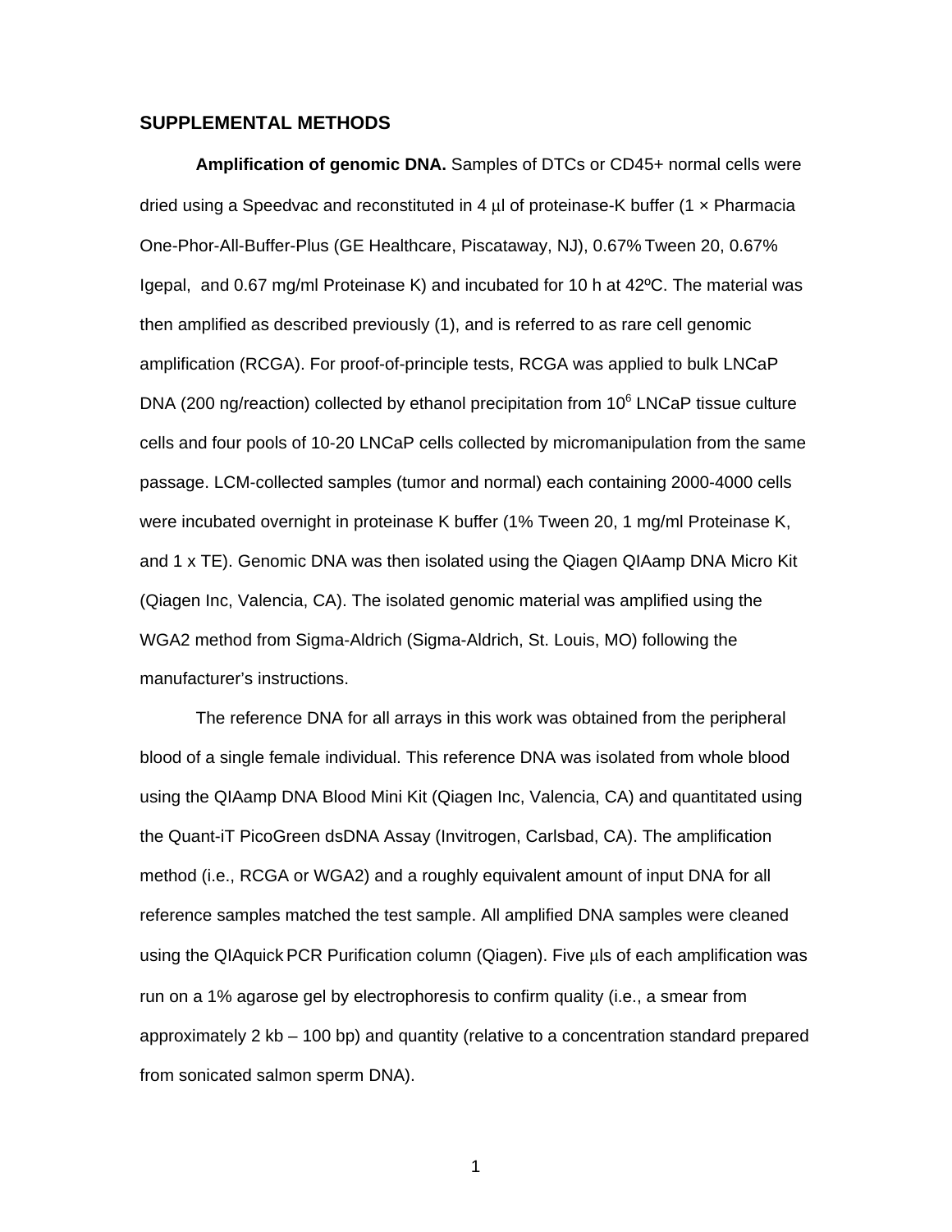## SUPPLEMENTAL METHODS

**Amplification of genomic DNA.** Samples of DTCs or CD45+ normal cells were dried using a Speedvac and reconstituted in 4 µl of proteinase-K buffer (1 × Pharmacia One-Phor-All-Buffer-Plus (GE Healthcare, Piscataway, NJ), 0.67% Tween 20, 0.67% Igepal, and 0.67 mg/ml Proteinase K) and incubated for 10 h at 42ºC. The material was then amplified as described previously (1), and is referred to as rare cell genomic amplification (RCGA). For proof-of-principle tests, RCGA was applied to bulk LNCaP DNA (200 ng/reaction) collected by ethanol precipitation from $10^6$ LNCaP tissue culture cells and four pools of 10-20 LNCaP cells collected by micromanipulation from the same passage. LCM-collected samples (tumor and normal) each containing 2000-4000 cells were incubated overnight in proteinase K buffer (1% Tween 20, 1 mg/ml Proteinase K, and 1 x TE). Genomic DNA was then isolated using the Qiagen QIAamp DNA Micro Kit (Qiagen Inc, Valencia, CA). The isolated genomic material was amplified using the WGA2 method from Sigma-Aldrich (Sigma-Aldrich, St. Louis, MO) following the manufacturer's instructions.

The reference DNA for all arrays in this work was obtained from the peripheral blood of a single female individual. This reference DNA was isolated from whole blood using the QIAamp DNA Blood Mini Kit (Qiagen Inc, Valencia, CA) and quantitated using the Quant-iT PicoGreen dsDNA Assay (Invitrogen, Carlsbad, CA). The amplification method (i.e., RCGA or WGA2) and a roughly equivalent amount of input DNA for all reference samples matched the test sample. All amplified DNA samples were cleaned using the QIAquick PCR Purification column (Qiagen). Five µls of each amplification was run on a 1% agarose gel by electrophoresis to confirm quality (i.e., a smear from approximately 2 kb – 100 bp) and quantity (relative to a concentration standard prepared from sonicated salmon sperm DNA).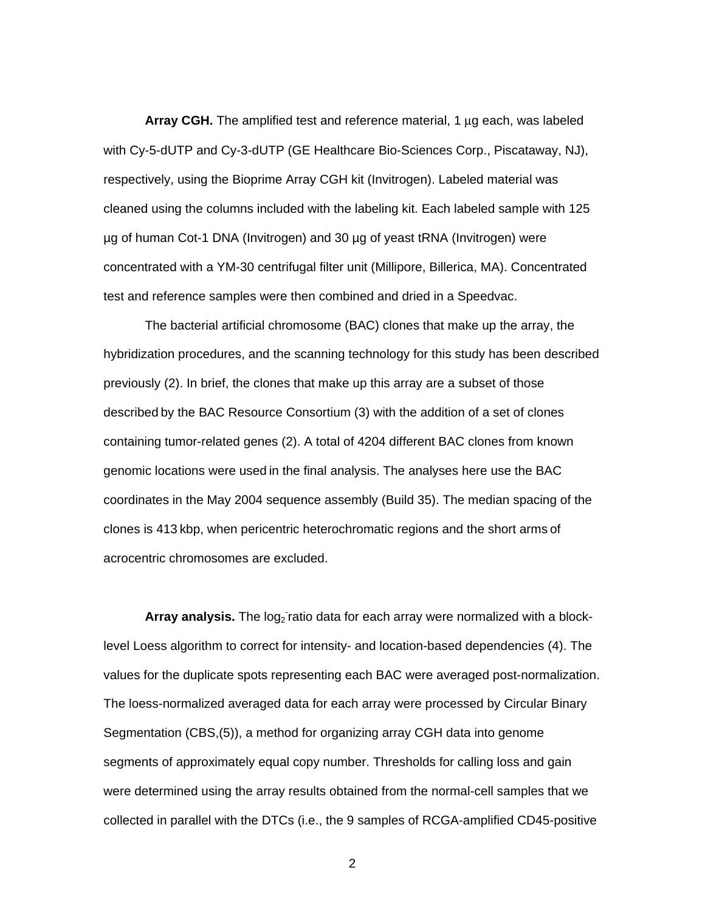**Array CGH.** The amplified test and reference material, 1 µg each, was labeled with Cy-5-dUTP and Cy-3-dUTP (GE Healthcare Bio-Sciences Corp., Piscataway, NJ), respectively, using the Bioprime Array CGH kit (Invitrogen). Labeled material was cleaned using the columns included with the labeling kit. Each labeled sample with 125 µg of human Cot-1 DNA (Invitrogen) and 30 µg of yeast tRNA (Invitrogen) were concentrated with a YM-30 centrifugal filter unit (Millipore, Billerica, MA). Concentrated test and reference samples were then combined and dried in a Speedvac.

The bacterial artificial chromosome (BAC) clones that make up the array, the hybridization procedures, and the scanning technology for this study has been described previously (2). In brief, the clones that make up this array are a subset of those described by the BAC Resource Consortium (3) with the addition of a set of clones containing tumor-related genes (2). A total of 4204 different BAC clones from known genomic locations were used in the final analysis. The analyses here use the BAC coordinates in the May 2004 sequence assembly (Build 35). The median spacing of the clones is 413 kbp, when pericentric heterochromatic regions and the short arms of acrocentric chromosomes are excluded.

**Array analysis.** The $\log_2$ ratio data for each array were normalized with a block-level Loess algorithm to correct for intensity- and location-based dependencies (4). The values for the duplicate spots representing each BAC were averaged post-normalization. The loess-normalized averaged data for each array were processed by Circular Binary Segmentation (CBS,(5)), a method for organizing array CGH data into genome segments of approximately equal copy number. Thresholds for calling loss and gain were determined using the array results obtained from the normal-cell samples that we collected in parallel with the DTCs (i.e., the 9 samples of RCGA-amplified CD45-positive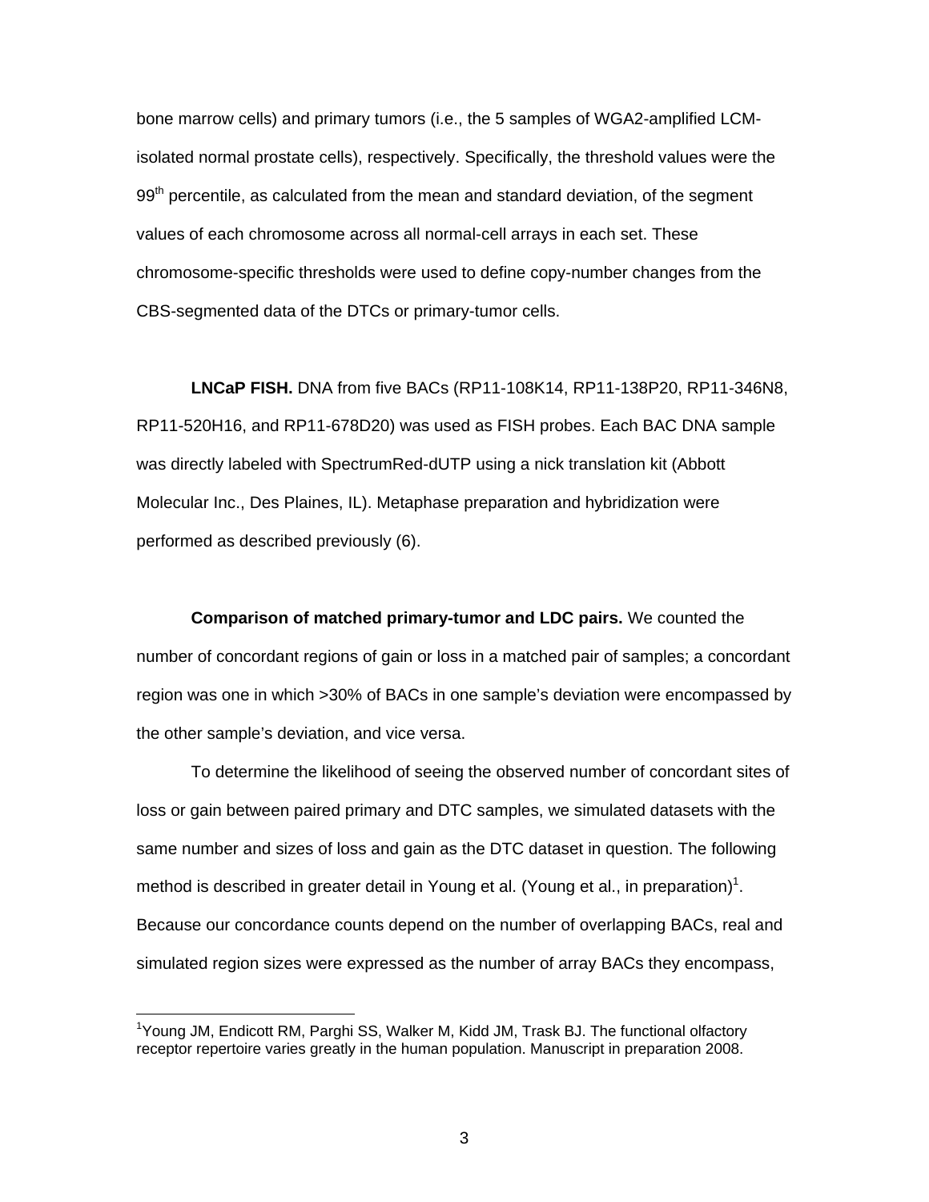bone marrow cells) and primary tumors (i.e., the 5 samples of WGA2-amplified LCM-isolated normal prostate cells), respectively. Specifically, the threshold values were the $99^{th}$ percentile, as calculated from the mean and standard deviation, of the segment values of each chromosome across all normal-cell arrays in each set. These chromosome-specific thresholds were used to define copy-number changes from the CBS-segmented data of the DTCs or primary-tumor cells.

**LNCaP FISH.** DNA from five BACs (RP11-108K14, RP11-138P20, RP11-346N8, RP11-520H16, and RP11-678D20) was used as FISH probes. Each BAC DNA sample was directly labeled with SpectrumRed-dUTP using a nick translation kit (Abbott Molecular Inc., Des Plaines, IL). Metaphase preparation and hybridization were performed as described previously (6).

**Comparison of matched primary-tumor and LDC pairs.** We counted the number of concordant regions of gain or loss in a matched pair of samples; a concordant region was one in which >30% of BACs in one sample's deviation were encompassed by the other sample's deviation, and vice versa.

To determine the likelihood of seeing the observed number of concordant sites of loss or gain between paired primary and DTC samples, we simulated datasets with the same number and sizes of loss and gain as the DTC dataset in question. The following method is described in greater detail in Young et al. (Young et al., in preparation)[1]. Because our concordance counts depend on the number of overlapping BACs, real and simulated region sizes were expressed as the number of array BACs they encompass,

[1] Young JM, Endicott RM, Parghi SS, Walker M, Kidd JM, Trask BJ. The functional olfactory receptor repertoire varies greatly in the human population. Manuscript in preparation 2008.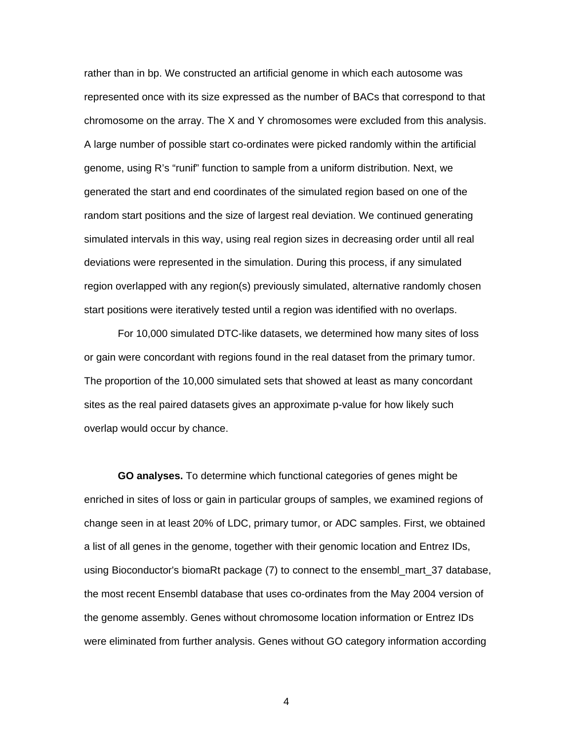rather than in bp. We constructed an artificial genome in which each autosome was represented once with its size expressed as the number of BACs that correspond to that chromosome on the array. The X and Y chromosomes were excluded from this analysis. A large number of possible start co-ordinates were picked randomly within the artificial genome, using R's "runif" function to sample from a uniform distribution. Next, we generated the start and end coordinates of the simulated region based on one of the random start positions and the size of largest real deviation. We continued generating simulated intervals in this way, using real region sizes in decreasing order until all real deviations were represented in the simulation. During this process, if any simulated region overlapped with any region(s) previously simulated, alternative randomly chosen start positions were iteratively tested until a region was identified with no overlaps.

For 10,000 simulated DTC-like datasets, we determined how many sites of loss or gain were concordant with regions found in the real dataset from the primary tumor. The proportion of the 10,000 simulated sets that showed at least as many concordant sites as the real paired datasets gives an approximate p-value for how likely such overlap would occur by chance.

**GO analyses.** To determine which functional categories of genes might be enriched in sites of loss or gain in particular groups of samples, we examined regions of change seen in at least 20% of LDC, primary tumor, or ADC samples. First, we obtained a list of all genes in the genome, together with their genomic location and Entrez IDs, using Bioconductor's biomaRt package (7) to connect to the ensembl_mart_37 database, the most recent Ensembl database that uses co-ordinates from the May 2004 version of the genome assembly. Genes without chromosome location information or Entrez IDs were eliminated from further analysis. Genes without GO category information according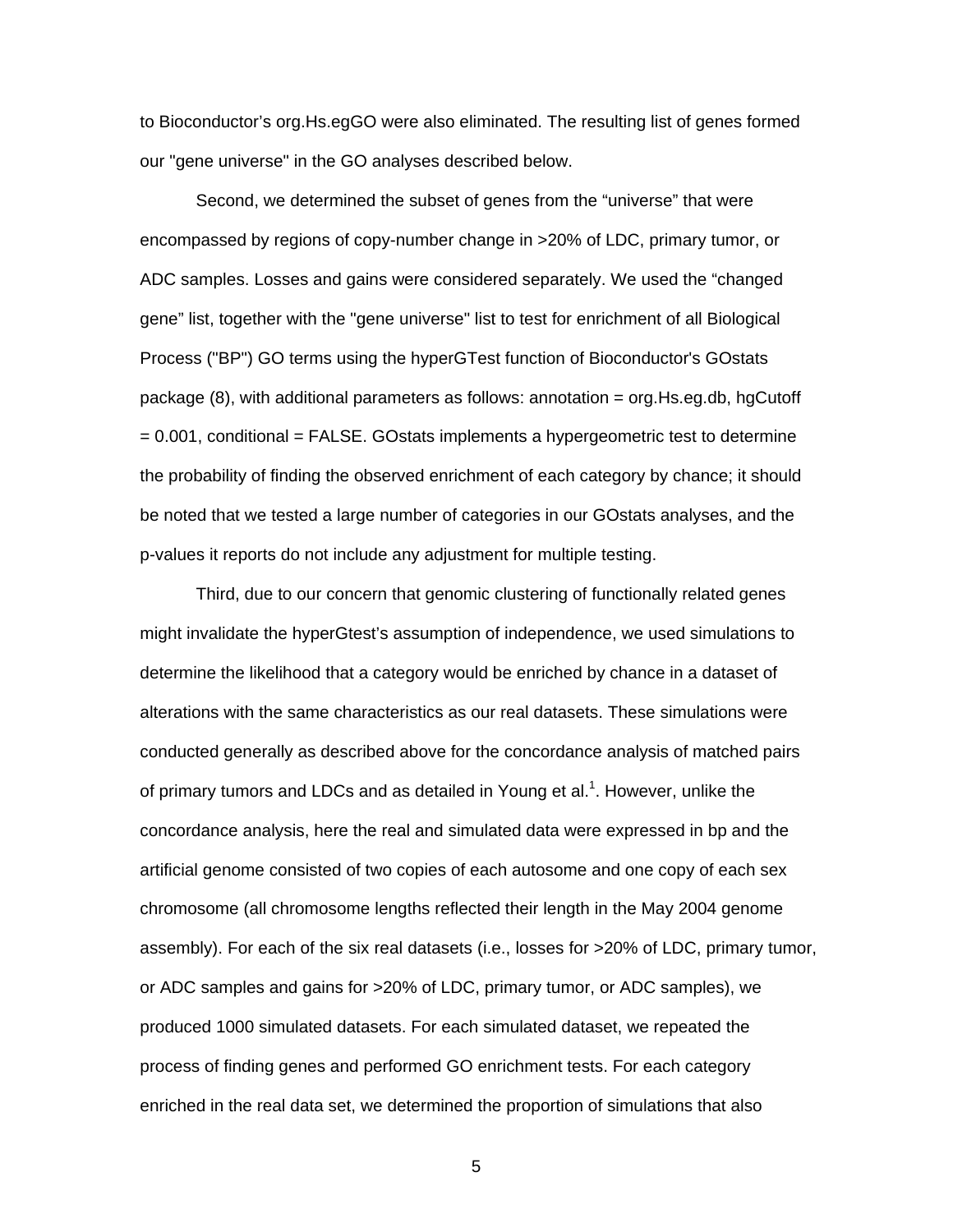to Bioconductor's org.Hs.egGO were also eliminated. The resulting list of genes formed our "gene universe" in the GO analyses described below.

Second, we determined the subset of genes from the "universe" that were encompassed by regions of copy-number change in >20% of LDC, primary tumor, or ADC samples. Losses and gains were considered separately. We used the "changed gene" list, together with the "gene universe" list to test for enrichment of all Biological Process ("BP") GO terms using the hyperGTest function of Bioconductor's GOstats package (8), with additional parameters as follows: annotation = org.Hs.eg.db, hgCutoff = 0.001, conditional = FALSE. GOstats implements a hypergeometric test to determine the probability of finding the observed enrichment of each category by chance; it should be noted that we tested a large number of categories in our GOstats analyses, and the p-values it reports do not include any adjustment for multiple testing.

Third, due to our concern that genomic clustering of functionally related genes might invalidate the hyperGtest's assumption of independence, we used simulations to determine the likelihood that a category would be enriched by chance in a dataset of alterations with the same characteristics as our real datasets. These simulations were conducted generally as described above for the concordance analysis of matched pairs of primary tumors and LDCs and as detailed in Young et al.[1]. However, unlike the concordance analysis, here the real and simulated data were expressed in bp and the artificial genome consisted of two copies of each autosome and one copy of each sex chromosome (all chromosome lengths reflected their length in the May 2004 genome assembly). For each of the six real datasets (i.e., losses for >20% of LDC, primary tumor, or ADC samples and gains for >20% of LDC, primary tumor, or ADC samples), we produced 1000 simulated datasets. For each simulated dataset, we repeated the process of finding genes and performed GO enrichment tests. For each category enriched in the real data set, we determined the proportion of simulations that also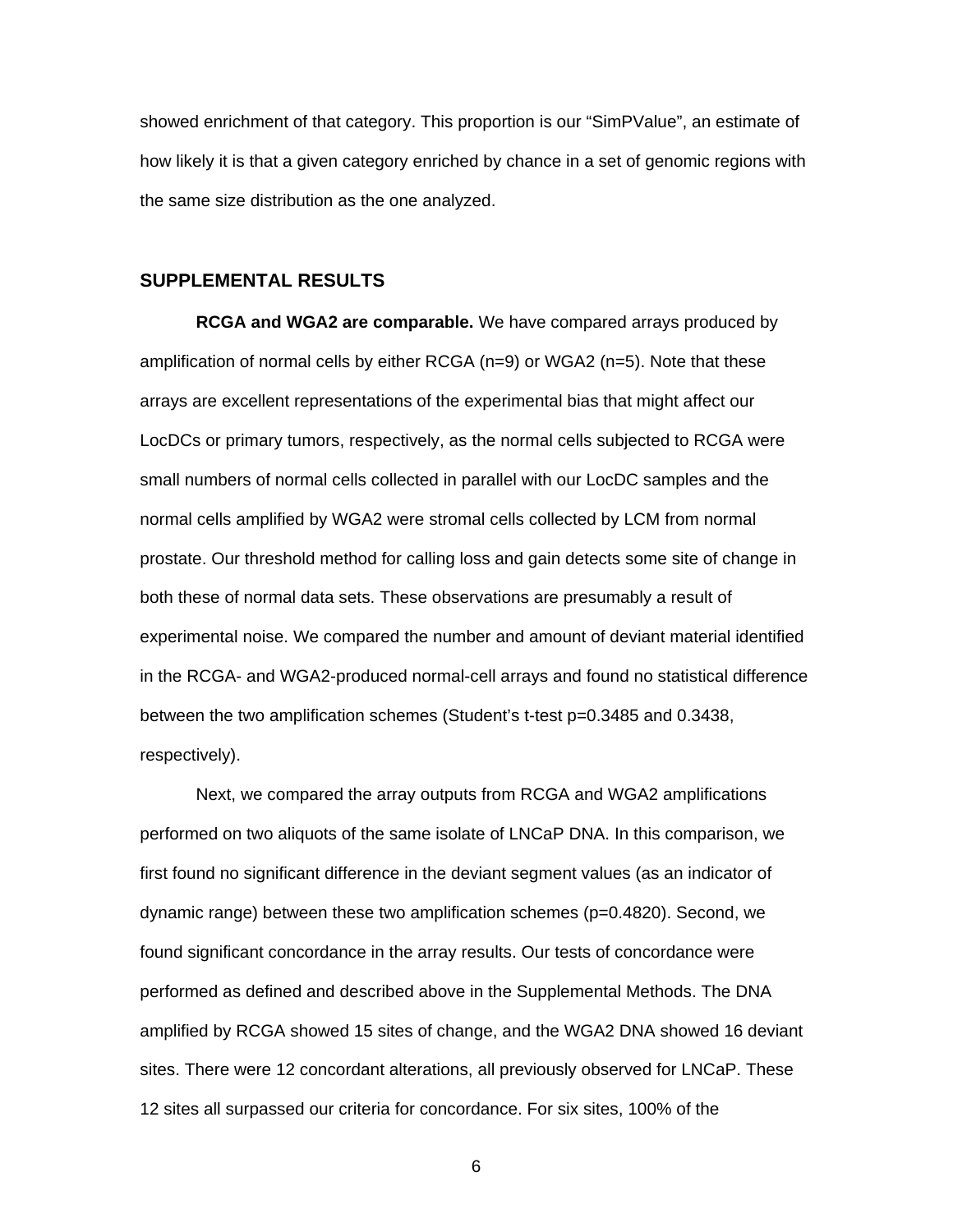showed enrichment of that category. This proportion is our “SimPValue”, an estimate of how likely it is that a given category enriched by chance in a set of genomic regions with the same size distribution as the one analyzed.

## SUPPLEMENTAL RESULTS

**RCGA and WGA2 are comparable.** We have compared arrays produced by amplification of normal cells by either RCGA (n=9) or WGA2 (n=5). Note that these arrays are excellent representations of the experimental bias that might affect our LocDCs or primary tumors, respectively, as the normal cells subjected to RCGA were small numbers of normal cells collected in parallel with our LocDC samples and the normal cells amplified by WGA2 were stromal cells collected by LCM from normal prostate. Our threshold method for calling loss and gain detects some site of change in both these of normal data sets. These observations are presumably a result of experimental noise. We compared the number and amount of deviant material identified in the RCGA- and WGA2-produced normal-cell arrays and found no statistical difference between the two amplification schemes (Student’s t-test p=0.3485 and 0.3438, respectively).

Next, we compared the array outputs from RCGA and WGA2 amplifications performed on two aliquots of the same isolate of LNCaP DNA. In this comparison, we first found no significant difference in the deviant segment values (as an indicator of dynamic range) between these two amplification schemes (p=0.4820). Second, we found significant concordance in the array results. Our tests of concordance were performed as defined and described above in the Supplemental Methods. The DNA amplified by RCGA showed 15 sites of change, and the WGA2 DNA showed 16 deviant sites. There were 12 concordant alterations, all previously observed for LNCaP. These 12 sites all surpassed our criteria for concordance. For six sites, 100% of the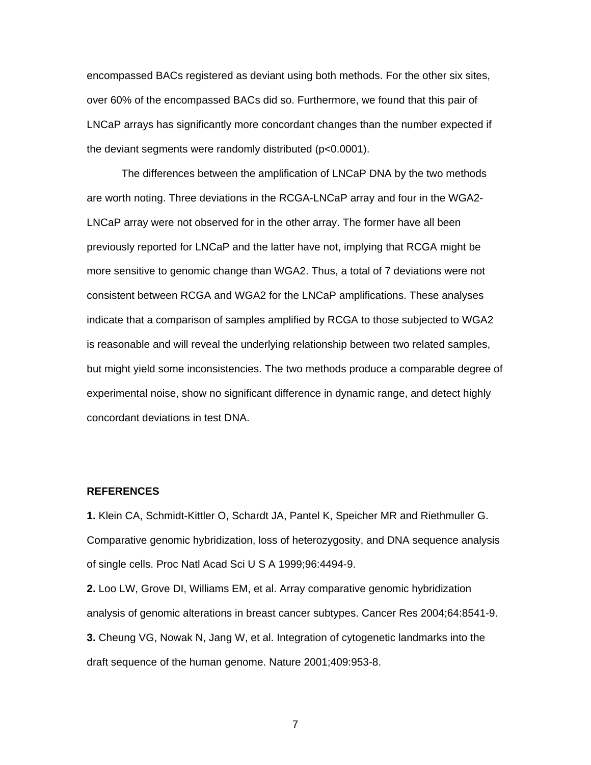encompassed BACs registered as deviant using both methods. For the other six sites, over 60% of the encompassed BACs did so. Furthermore, we found that this pair of LNCaP arrays has significantly more concordant changes than the number expected if the deviant segments were randomly distributed ($p<0.0001$).

The differences between the amplification of LNCaP DNA by the two methods are worth noting. Three deviations in the RCGA-LNCaP array and four in the WGA2-LNCaP array were not observed for in the other array. The former have all been previously reported for LNCaP and the latter have not, implying that RCGA might be more sensitive to genomic change than WGA2. Thus, a total of 7 deviations were not consistent between RCGA and WGA2 for the LNCaP amplifications. These analyses indicate that a comparison of samples amplified by RCGA to those subjected to WGA2 is reasonable and will reveal the underlying relationship between two related samples, but might yield some inconsistencies. The two methods produce a comparable degree of experimental noise, show no significant difference in dynamic range, and detect highly concordant deviations in test DNA.

## REFERENCES

**1.** Klein CA, Schmidt-Kittler O, Schardt JA, Pantel K, Speicher MR and Riethmuller G. Comparative genomic hybridization, loss of heterozygosity, and DNA sequence analysis of single cells. Proc Natl Acad Sci U S A 1999;96:4494-9.

**2.** Loo LW, Grove DI, Williams EM, et al. Array comparative genomic hybridization analysis of genomic alterations in breast cancer subtypes. Cancer Res 2004;64:8541-9.

**3.** Cheung VG, Nowak N, Jang W, et al. Integration of cytogenetic landmarks into the draft sequence of the human genome. Nature 2001;409:953-8.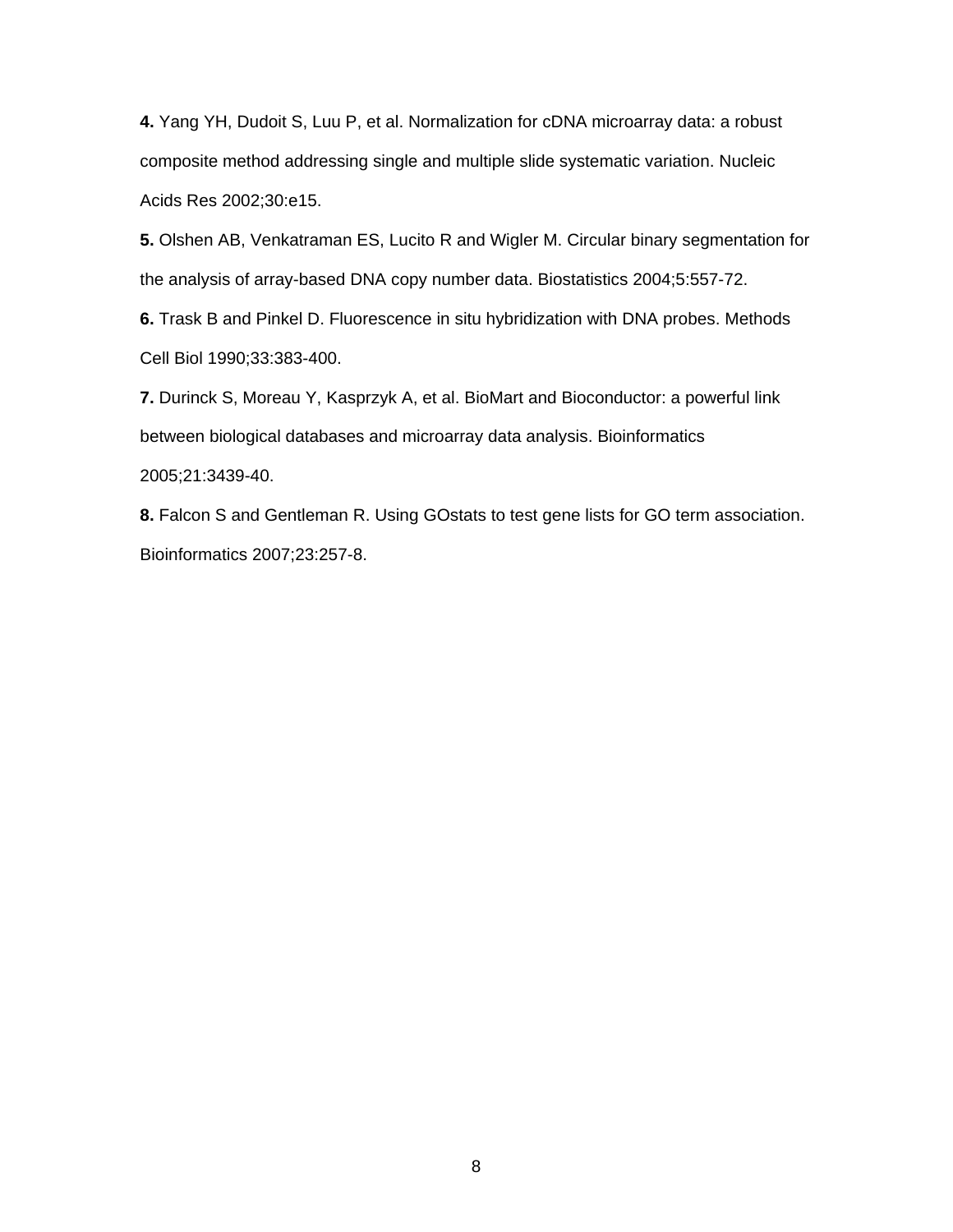**4.** Yang YH, Dudoit S, Luu P, et al. Normalization for cDNA microarray data: a robust composite method addressing single and multiple slide systematic variation. Nucleic Acids Res 2002;30:e15.

**5.** Olshen AB, Venkatraman ES, Lucito R and Wigler M. Circular binary segmentation for the analysis of array-based DNA copy number data. Biostatistics 2004;5:557-72.

**6.** Trask B and Pinkel D. Fluorescence in situ hybridization with DNA probes. Methods Cell Biol 1990;33:383-400.

**7.** Durinck S, Moreau Y, Kasprzyk A, et al. BioMart and Bioconductor: a powerful link between biological databases and microarray data analysis. Bioinformatics 2005;21:3439-40.

**8.** Falcon S and Gentleman R. Using GOstats to test gene lists for GO term association. Bioinformatics 2007;23:257-8.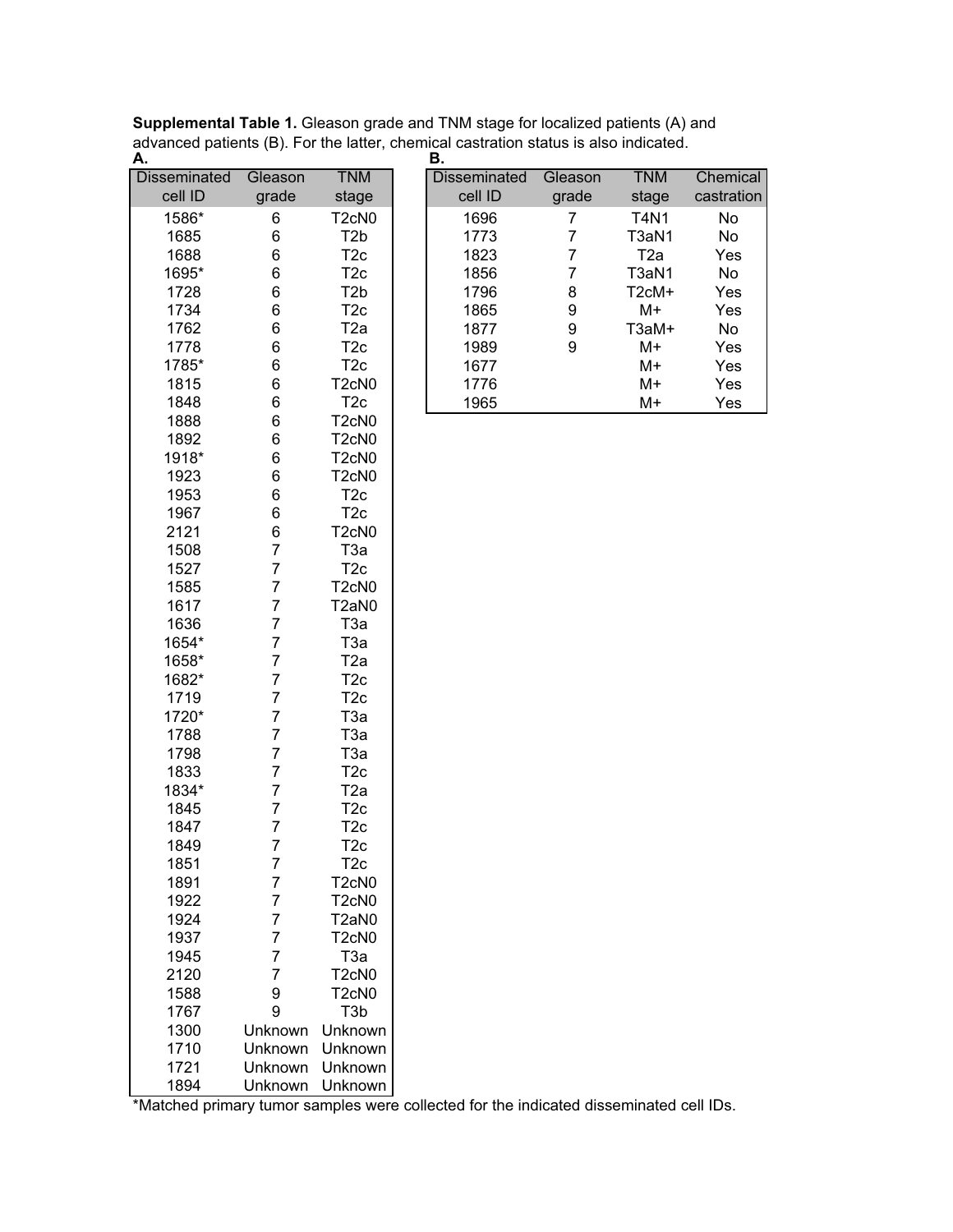**Supplemental Table 1.** Gleason grade and TNM stage for localized patients (A) and advanced patients (B). For the latter, chemical castration status is also indicated.

**A.**

| Disseminated cell ID | Gleason grade | TNM stage |
|---|---|---|
| 1586* | 6 | T2cN0 |
| 1685 | 6 | T2b |
| 1688 | 6 | T2c |
| 1695* | 6 | T2c |
| 1728 | 6 | T2b |
| 1734 | 6 | T2c |
| 1762 | 6 | T2a |
| 1778 | 6 | T2c |
| 1785* | 6 | T2c |
| 1815 | 6 | T2cN0 |
| 1848 | 6 | T2c |
| 1888 | 6 | T2cN0 |
| 1892 | 6 | T2cN0 |
| 1918* | 6 | T2cN0 |
| 1923 | 6 | T2cN0 |
| 1953 | 6 | T2c |
| 1967 | 6 | T2c |
| 2121 | 6 | T2cN0 |
| 1508 | 7 | T3a |
| 1527 | 7 | T2c |
| 1585 | 7 | T2cN0 |
| 1617 | 7 | T2aN0 |
| 1636 | 7 | T3a |
| 1654* | 7 | T3a |
| 1658* | 7 | T2a |
| 1682* | 7 | T2c |
| 1719 | 7 | T2c |
| 1720* | 7 | T3a |
| 1788 | 7 | T3a |
| 1798 | 7 | T3a |
| 1833 | 7 | T2c |
| 1834* | 7 | T2a |
| 1845 | 7 | T2c |
| 1847 | 7 | T2c |
| 1849 | 7 | T2c |
| 1851 | 7 | T2c |
| 1891 | 7 | T2cN0 |
| 1922 | 7 | T2cN0 |
| 1924 | 7 | T2aN0 |
| 1937 | 7 | T2cN0 |
| 1945 | 7 | T3a |
| 2120 | 7 | T2cN0 |
| 1588 | 9 | T2cN0 |
| 1767 | 9 | T3b |
| 1300 | Unknown | Unknown |
| 1710 | Unknown | Unknown |
| 1721 | Unknown | Unknown |
| 1894 | Unknown | Unknown |

*Matched primary tumor samples were collected for the indicated disseminated cell IDs.

**B.**

| Disseminated cell ID | Gleason grade | TNM stage | Chemical castration |
|---|---|---|---|
| 1696 | 7 | T4N1 | No |
| 1773 | 7 | T3aN1 | No |
| 1823 | 7 | T2a | Yes |
| 1856 | 7 | T3aN1 | No |
| 1796 | 8 | T2cM+ | Yes |
| 1865 | 9 | M+ | Yes |
| 1877 | 9 | T3aM+ | No |
| 1989 | 9 | M+ | Yes |
| 1677 | | M+ | Yes |
| 1776 | | M+ | Yes |
| 1965 | | M+ | Yes |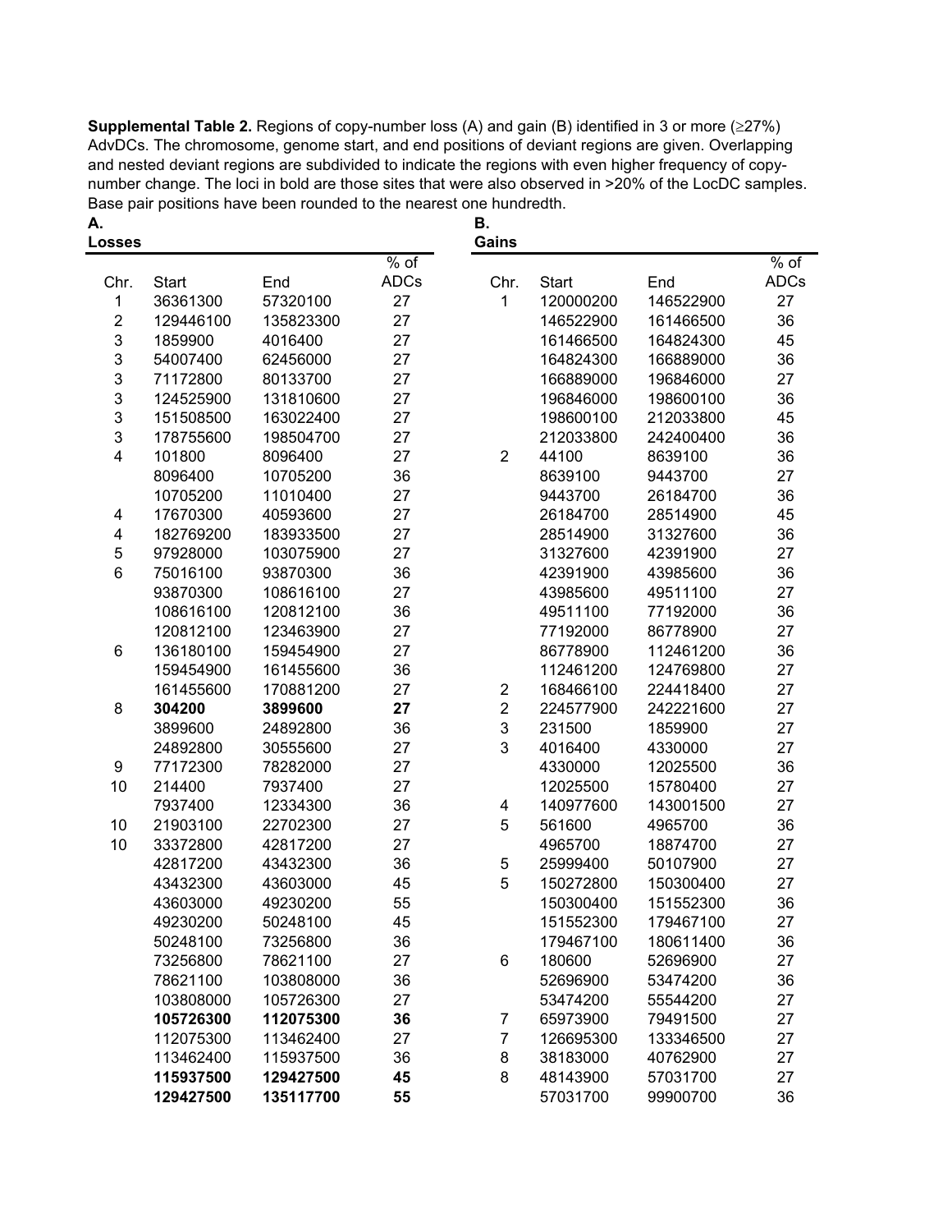**Supplemental Table 2.** Regions of copy-number loss (A) and gain (B) identified in 3 or more (≥27%) AdvDCs. The chromosome, genome start, and end positions of deviant regions are given. Overlapping and nested deviant regions are subdivided to indicate the regions with even higher frequency of copy-number change. The loci in bold are those sites that were also observed in >20% of the LocDC samples. Base pair positions have been rounded to the nearest one hundredth.

**A.**
**Losses**

| Chr. | Start | End | % of ADCs |
|---|---|---|---|
| 1 | 36361300 | 57320100 | 27 |
| 2 | 129446100 | 135823300 | 27 |
| 3 | 1859900 | 4016400 | 27 |
| 3 | 54007400 | 62456000 | 27 |
| 3 | 71172800 | 80133700 | 27 |
| 3 | 124525900 | 131810600 | 27 |
| 3 | 151508500 | 163022400 | 27 |
| 3 | 178755600 | 198504700 | 27 |
| 4 | 101800 | 8096400 | 27 |
| | 8096400 | 10705200 | 36 |
| | 10705200 | 11010400 | 27 |
| 4 | 17670300 | 40593600 | 27 |
| 4 | 182769200 | 183933500 | 27 |
| 5 | 97928000 | 103075900 | 27 |
| 6 | 75016100 | 93870300 | 36 |
| | 93870300 | 108616100 | 27 |
| | 108616100 | 120812100 | 36 |
| | 120812100 | 123463900 | 27 |
| 6 | 136180100 | 159454900 | 27 |
| | 159454900 | 161455600 | 36 |
| | 161455600 | 170881200 | 27 |
| 8 | **304200** | **3899600** | **27** |
| | 3899600 | 24892800 | 36 |
| | 24892800 | 30555600 | 27 |
| 9 | 77172300 | 78282000 | 27 |
| 10 | 214400 | 7937400 | 27 |
| | 7937400 | 12334300 | 36 |
| 10 | 21903100 | 22702300 | 27 |
| 10 | 33372800 | 42817200 | 27 |
| | 42817200 | 43432300 | 36 |
| | 43432300 | 43603000 | 45 |
| | 43603000 | 49230200 | 55 |
| | 49230200 | 50248100 | 45 |
| | 50248100 | 73256800 | 36 |
| | 73256800 | 78621100 | 27 |
| | 78621100 | 103808000 | 36 |
| | 103808000 | 105726300 | 27 |
| | **105726300** | **112075300** | **36** |
| | 112075300 | 113462400 | 27 |
| | 113462400 | 115937500 | 36 |
| | **115937500** | **129427500** | **45** |
| | **129427500** | **135117700** | **55** |

**B.**
**Gains**

| Chr. | Start | End | % of ADCs |
|---|---|---|---|
| 1 | 120000200 | 146522900 | 27 |
| | 146522900 | 161466500 | 36 |
| | 161466500 | 164824300 | 45 |
| | 164824300 | 166889000 | 36 |
| | 166889000 | 196846000 | 27 |
| | 196846000 | 198600100 | 36 |
| | 198600100 | 212033800 | 45 |
| | 212033800 | 242400400 | 36 |
| 2 | 44100 | 8639100 | 36 |
| | 8639100 | 9443700 | 27 |
| | 9443700 | 26184700 | 36 |
| | 26184700 | 28514900 | 45 |
| | 28514900 | 31327600 | 36 |
| | 31327600 | 42391900 | 27 |
| | 42391900 | 43985600 | 36 |
| | 43985600 | 49511100 | 27 |
| | 49511100 | 77192000 | 36 |
| | 77192000 | 86778900 | 27 |
| | 86778900 | 112461200 | 36 |
| | 112461200 | 124769800 | 27 |
| 2 | 168466100 | 224418400 | 27 |
| 2 | 224577900 | 242221600 | 27 |
| 3 | 231500 | 1859900 | 27 |
| 3 | 4016400 | 4330000 | 27 |
| | 4330000 | 12025500 | 36 |
| | 12025500 | 15780400 | 27 |
| 4 | 140977600 | 143001500 | 27 |
| 5 | 561600 | 4965700 | 36 |
| | 4965700 | 18874700 | 27 |
| 5 | 25999400 | 50107900 | 27 |
| 5 | 150272800 | 150300400 | 27 |
| | 150300400 | 151552300 | 36 |
| | 151552300 | 179467100 | 27 |
| | 179467100 | 180611400 | 36 |
| 6 | 180600 | 52696900 | 27 |
| | 52696900 | 53474200 | 36 |
| | 53474200 | 55544200 | 27 |
| 7 | 65973900 | 79491500 | 27 |
| 7 | 126695300 | 133346500 | 27 |
| 8 | 38183000 | 40762900 | 27 |
| 8 | 48143900 | 57031700 | 27 |
| | 57031700 | 99900700 | 36 |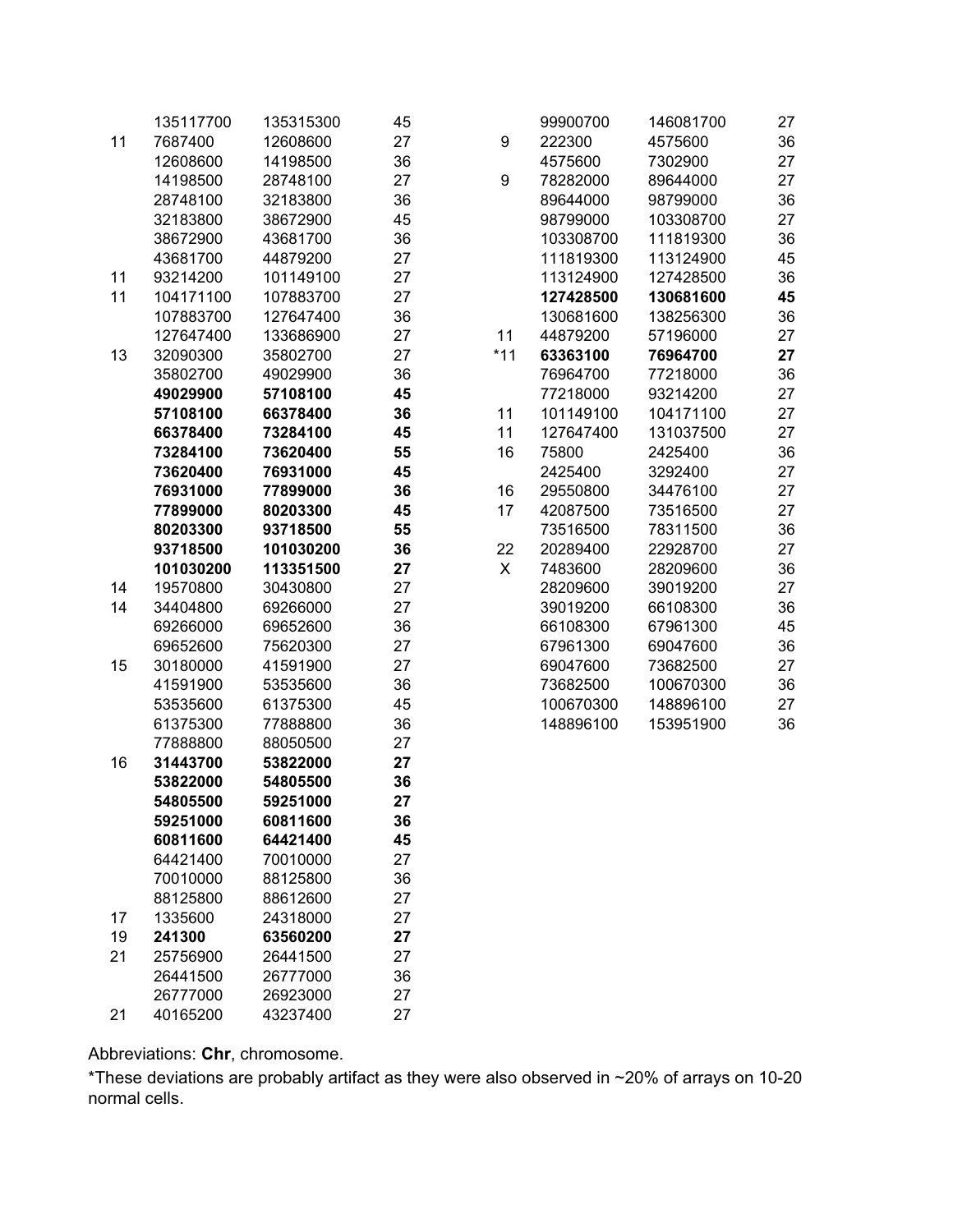| Chr | Start | End | Value |
|---|---|---|---|
| | 135117700 | 135315300 | 45 |
| 11 | 7687400 | 12608600 | 27 |
| | 12608600 | 14198500 | 36 |
| | 14198500 | 28748100 | 27 |
| | 28748100 | 32183800 | 36 |
| | 32183800 | 38672900 | 45 |
| | 38672900 | 43681700 | 36 |
| | 43681700 | 44879200 | 27 |
| 11 | 93214200 | 101149100 | 27 |
| 11 | 104171100 | 107883700 | 27 |
| | 107883700 | 127647400 | 36 |
| | 127647400 | 133686900 | 27 |
| 13 | 32090300 | 35802700 | 27 |
| | 35802700 | 49029900 | 36 |
| | **49029900** | **57108100** | **45** |
| | **57108100** | **66378400** | **36** |
| | **66378400** | **73284100** | **45** |
| | **73284100** | **73620400** | **55** |
| | **73620400** | **76931000** | **45** |
| | **76931000** | **77899000** | **36** |
| | **77899000** | **80203300** | **45** |
| | **80203300** | **93718500** | **55** |
| | **93718500** | **101030200** | **36** |
| | **101030200** | **113351500** | **27** |
| 14 | 19570800 | 30430800 | 27 |
| 14 | 34404800 | 69266000 | 27 |
| | 69266000 | 69652600 | 36 |
| | 69652600 | 75620300 | 27 |
| 15 | 30180000 | 41591900 | 27 |
| | 41591900 | 53535600 | 36 |
| | 53535600 | 61375300 | 45 |
| | 61375300 | 77888800 | 36 |
| | 77888800 | 88050500 | 27 |
| 16 | **31443700** | **53822000** | **27** |
| | **53822000** | **54805500** | **36** |
| | **54805500** | **59251000** | **27** |
| | **59251000** | **60811600** | **36** |
| | **60811600** | **64421400** | **45** |
| | 64421400 | 70010000 | 27 |
| | 70010000 | 88125800 | 36 |
| | 88125800 | 88612600 | 27 |
| 17 | 1335600 | 24318000 | 27 |
| 19 | **241300** | **63560200** | **27** |
| 21 | 25756900 | 26441500 | 27 |
| | 26441500 | 26777000 | 36 |
| | 26777000 | 26923000 | 27 |
| 21 | 40165200 | 43237400 | 27 |
| | 99900700 | 146081700 | 27 |
| 9 | 222300 | 4575600 | 36 |
| | 4575600 | 7302900 | 27 |
| 9 | 78282000 | 89644000 | 27 |
| | 89644000 | 98799000 | 36 |
| | 98799000 | 103308700 | 27 |
| | 103308700 | 111819300 | 36 |
| | 111819300 | 113124900 | 45 |
| | 113124900 | 127428500 | 36 |
| | **127428500** | **130681600** | **45** |
| | 130681600 | 138256300 | 36 |
| 11 | 44879200 | 57196000 | 27 |
| *11 | **63363100** | **76964700** | **27** |
| | 76964700 | 77218000 | 36 |
| | 77218000 | 93214200 | 27 |
| 11 | 101149100 | 104171100 | 27 |
| 11 | 127647400 | 131037500 | 27 |
| 16 | 75800 | 2425400 | 36 |
| | 2425400 | 3292400 | 27 |
| 16 | 29550800 | 34476100 | 27 |
| 17 | 42087500 | 73516500 | 27 |
| | 73516500 | 78311500 | 36 |
| 22 | 20289400 | 22928700 | 27 |
| X | 7483600 | 28209600 | 36 |
| | 28209600 | 39019200 | 27 |
| | 39019200 | 66108300 | 36 |
| | 66108300 | 67961300 | 45 |
| | 67961300 | 69047600 | 36 |
| | 69047600 | 73682500 | 27 |
| | 73682500 | 100670300 | 36 |
| | 100670300 | 148896100 | 27 |
| | 148896100 | 153951900 | 36 |

Abbreviations: **Chr**, chromosome.

*These deviations are probably artifact as they were also observed in ~20% of arrays on 10-20 normal cells.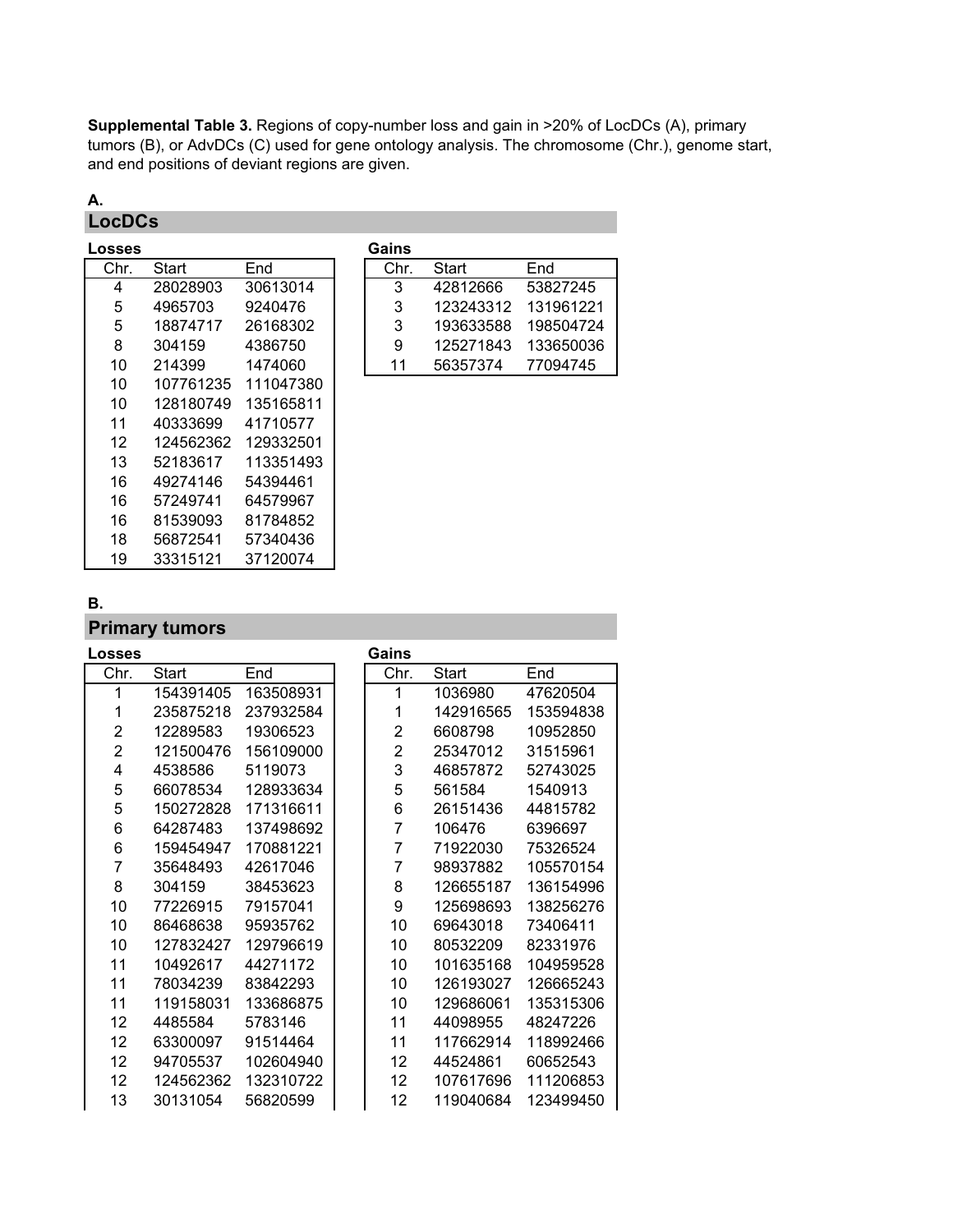**Supplemental Table 3.** Regions of copy-number loss and gain in >20% of LocDCs (A), primary tumors (B), or AdvDCs (C) used for gene ontology analysis. The chromosome (Chr.), genome start, and end positions of deviant regions are given.

**A.**

## LocDCs

**Losses**

| Chr. | Start | End |
|---|---|---|
| 4 | 28028903 | 30613014 |
| 5 | 4965703 | 9240476 |
| 5 | 18874717 | 26168302 |
| 8 | 304159 | 4386750 |
| 10 | 214399 | 1474060 |
| 10 | 107761235 | 111047380 |
| 10 | 128180749 | 135165811 |
| 11 | 40333699 | 41710577 |
| 12 | 124562362 | 129332501 |
| 13 | 52183617 | 113351493 |
| 16 | 49274146 | 54394461 |
| 16 | 57249741 | 64579967 |
| 16 | 81539093 | 81784852 |
| 18 | 56872541 | 57340436 |
| 19 | 33315121 | 37120074 |

**Gains**

| Chr. | Start | End |
|---|---|---|
| 3 | 42812666 | 53827245 |
| 3 | 123243312 | 131961221 |
| 3 | 193633588 | 198504724 |
| 9 | 125271843 | 133650036 |
| 11 | 56357374 | 77094745 |

**B.**

## Primary tumors

**Losses**

| Chr. | Start | End |
|---|---|---|
| 1 | 154391405 | 163508931 |
| 1 | 235875218 | 237932584 |
| 2 | 12289583 | 19306523 |
| 2 | 121500476 | 156109000 |
| 4 | 4538586 | 5119073 |
| 5 | 66078534 | 128933634 |
| 5 | 150272828 | 171316611 |
| 6 | 64287483 | 137498692 |
| 6 | 159454947 | 170881221 |
| 7 | 35648493 | 42617046 |
| 8 | 304159 | 38453623 |
| 10 | 77226915 | 79157041 |
| 10 | 86468638 | 95935762 |
| 10 | 127832427 | 129796619 |
| 11 | 10492617 | 44271172 |
| 11 | 78034239 | 83842293 |
| 11 | 119158031 | 133686875 |
| 12 | 4485584 | 5783146 |
| 12 | 63300097 | 91514464 |
| 12 | 94705537 | 102604940 |
| 12 | 124562362 | 132310722 |
| 13 | 30131054 | 56820599 |

**Gains**

| Chr. | Start | End |
|---|---|---|
| 1 | 1036980 | 47620504 |
| 1 | 142916565 | 153594838 |
| 2 | 6608798 | 10952850 |
| 2 | 25347012 | 31515961 |
| 3 | 46857872 | 52743025 |
| 5 | 561584 | 1540913 |
| 6 | 26151436 | 44815782 |
| 7 | 106476 | 6396697 |
| 7 | 71922030 | 75326524 |
| 7 | 98937882 | 105570154 |
| 8 | 126655187 | 136154996 |
| 9 | 125698693 | 138256276 |
| 10 | 69643018 | 73406411 |
| 10 | 80532209 | 82331976 |
| 10 | 101635168 | 104959528 |
| 10 | 126193027 | 126665243 |
| 10 | 129686061 | 135315306 |
| 11 | 44098955 | 48247226 |
| 11 | 117662914 | 118992466 |
| 12 | 44524861 | 60652543 |
| 12 | 107617696 | 111206853 |
| 12 | 119040684 | 123499450 |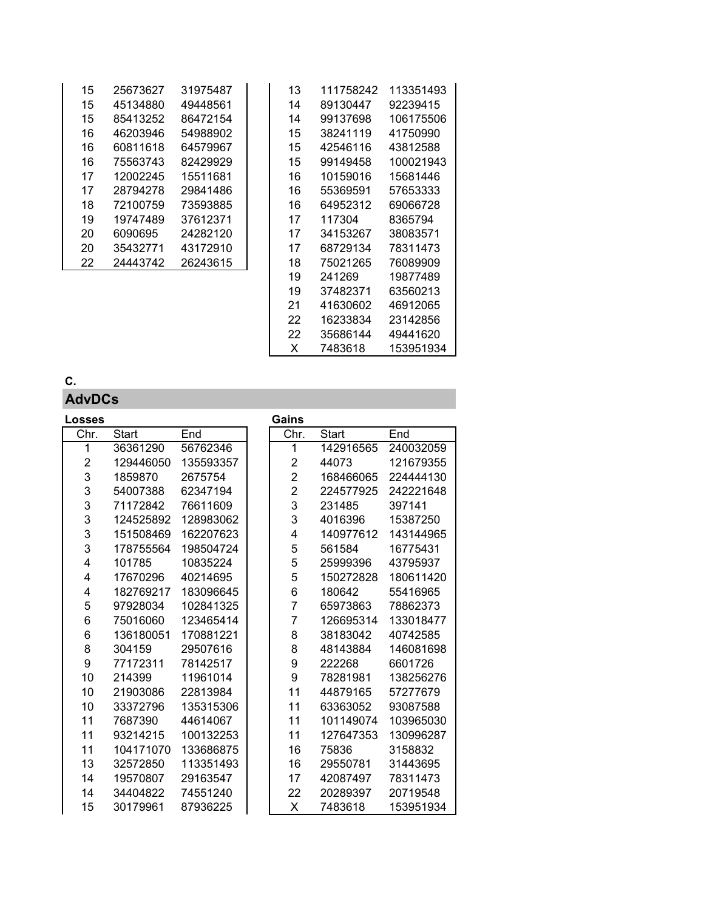| Chr. | Start | End |
|---|---|---|
| 15 | 25673627 | 31975487 |
| 15 | 45134880 | 49448561 |
| 15 | 85413252 | 86472154 |
| 16 | 46203946 | 54988902 |
| 16 | 60811618 | 64579967 |
| 16 | 75563743 | 82429929 |
| 17 | 12002245 | 15511681 |
| 17 | 28794278 | 29841486 |
| 18 | 72100759 | 73593885 |
| 19 | 19747489 | 37612371 |
| 20 | 6090695 | 24282120 |
| 20 | 35432771 | 43172910 |
| 22 | 24443742 | 26243615 |

| Chr. | Start | End |
|---|---|---|
| 13 | 111758242 | 113351493 |
| 14 | 89130447 | 92239415 |
| 14 | 99137698 | 106175506 |
| 15 | 38241119 | 41750990 |
| 15 | 42546116 | 43812588 |
| 15 | 99149458 | 100021943 |
| 16 | 10159016 | 15681446 |
| 16 | 55369591 | 57653333 |
| 16 | 64952312 | 69066728 |
| 17 | 117304 | 8365794 |
| 17 | 34153267 | 38083571 |
| 17 | 68729134 | 78311473 |
| 18 | 75021265 | 76089909 |
| 19 | 241269 | 19877489 |
| 19 | 37482371 | 63560213 |
| 21 | 41630602 | 46912065 |
| 22 | 16233834 | 23142856 |
| 22 | 35686144 | 49441620 |
| X | 7483618 | 153951934 |

**C.**

## AdvDCs

**Losses**

| Chr. | Start | End |
|---|---|---|
| 1 | 36361290 | 56762346 |
| 2 | 129446050 | 135593357 |
| 3 | 1859870 | 2675754 |
| 3 | 54007388 | 62347194 |
| 3 | 71172842 | 76611609 |
| 3 | 124525892 | 128983062 |
| 3 | 151508469 | 162207623 |
| 3 | 178755564 | 198504724 |
| 4 | 101785 | 10835224 |
| 4 | 17670296 | 40214695 |
| 4 | 182769217 | 183096645 |
| 5 | 97928034 | 102841325 |
| 6 | 75016060 | 123465414 |
| 6 | 136180051 | 170881221 |
| 8 | 304159 | 29507616 |
| 9 | 77172311 | 78142517 |
| 10 | 214399 | 11961014 |
| 10 | 21903086 | 22813984 |
| 10 | 33372796 | 135315306 |
| 11 | 7687390 | 44614067 |
| 11 | 93214215 | 100132253 |
| 11 | 104171070 | 133686875 |
| 13 | 32572850 | 113351493 |
| 14 | 19570807 | 29163547 |
| 14 | 34404822 | 74551240 |
| 15 | 30179961 | 87936225 |

**Gains**

| Chr. | Start | End |
|---|---|---|
| 1 | 142916565 | 240032059 |
| 2 | 44073 | 121679355 |
| 2 | 168466065 | 224444130 |
| 2 | 224577925 | 242221648 |
| 3 | 231485 | 397141 |
| 3 | 4016396 | 15387250 |
| 4 | 140977612 | 143144965 |
| 5 | 561584 | 16775431 |
| 5 | 25999396 | 43795937 |
| 5 | 150272828 | 180611420 |
| 6 | 180642 | 55416965 |
| 7 | 65973863 | 78862373 |
| 7 | 126695314 | 133018477 |
| 8 | 38183042 | 40742585 |
| 8 | 48143884 | 146081698 |
| 9 | 222268 | 6601726 |
| 9 | 78281981 | 138256276 |
| 11 | 44879165 | 57277679 |
| 11 | 63363052 | 93087588 |
| 11 | 101149074 | 103965030 |
| 11 | 127647353 | 130996287 |
| 16 | 75836 | 3158832 |
| 16 | 29550781 | 31443695 |
| 17 | 42087497 | 78311473 |
| 22 | 20289397 | 20719548 |
| X | 7483618 | 153951934 |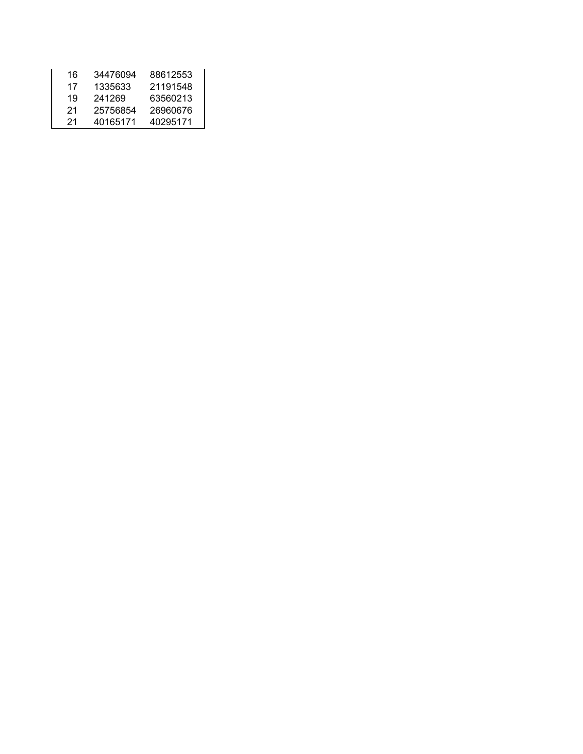| | | |
|---|---|---|
| 16 | 34476094 | 88612553 |
| 17 | 1335633 | 21191548 |
| 19 | 241269 | 63560213 |
| 21 | 25756854 | 26960676 |
| 21 | 40165171 | 40295171 |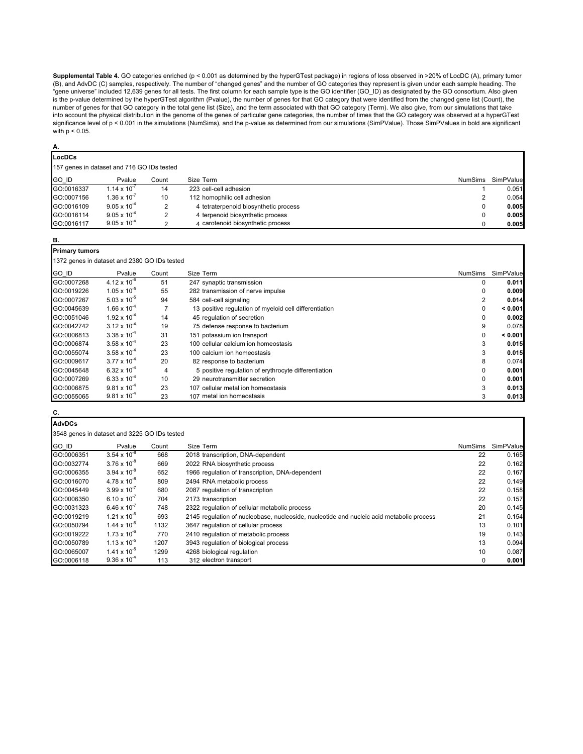**Supplemental Table 4.** GO categories enriched (p < 0.001 as determined by the hyperGTest package) in regions of loss observed in >20% of LocDC (A), primary tumor (B), and AdvDC (C) samples, respectively. The number of "changed genes" and the number of GO categories they represent is given under each sample heading. The "gene universe" included 12,639 genes for all tests. The first column for each sample type is the GO identifier (GO_ID) as designated by the GO consortium. Also given is the p-value determined by the hyperGTest algorithm (Pvalue), the number of genes for that GO category that were identified from the changed gene list (Count), the number of genes for that GO category in the total gene list (Size), and the term associated with that GO category (Term). We also give, from our simulations that take into account the physical distribution in the genome of the genes of particular gene categories, the number of times that the GO category was observed at a hyperGTest significance level of p < 0.001 in the simulations (NumSims), and the p-value as determined from our simulations (SimPValue). Those SimPValues in bold are significant with p < 0.05.

**A.**

**LocDCs**

157 genes in dataset and 716 GO IDs tested

| GO_ID | Pvalue | Count | Size | Term | NumSims | SimPValue |
|---|---|---|---|---|---|---|
| GO:0016337 | $1.14 \times 10^{-7}$ | 14 | 223 | cell-cell adhesion | 1 | 0.051 |
| GO:0007156 | $1.36 \times 10^{-7}$ | 10 | 112 | homophilic cell adhesion | 2 | 0.054 |
| GO:0016109 | $9.05 \times 10^{-4}$ | 2 | 4 | tetraterpenoid biosynthetic process | 0 | **0.005** |
| GO:0016114 | $9.05 \times 10^{-4}$ | 2 | 4 | terpenoid biosynthetic process | 0 | **0.005** |
| GO:0016117 | $9.05 \times 10^{-4}$ | 2 | 4 | carotenoid biosynthetic process | 0 | **0.005** |

**B.**

**Primary tumors**

1372 genes in dataset and 2380 GO IDs tested

| GO_ID | Pvalue | Count | Size | Term | NumSims | SimPValue |
|---|---|---|---|---|---|---|
| GO:0007268 | $4.12 \times 10^{-6}$ | 51 | 247 | synaptic transmission | 0 | **0.011** |
| GO:0019226 | $1.05 \times 10^{-5}$ | 55 | 282 | transmission of nerve impulse | 0 | **0.009** |
| GO:0007267 | $5.03 \times 10^{-5}$ | 94 | 584 | cell-cell signaling | 2 | **0.014** |
| GO:0045639 | $1.66 \times 10^{-4}$ | 7 | 13 | positive regulation of myeloid cell differentiation | 0 | **< 0.001** |
| GO:0051046 | $1.92 \times 10^{-4}$ | 14 | 45 | regulation of secretion | 0 | **0.002** |
| GO:0042742 | $3.12 \times 10^{-4}$ | 19 | 75 | defense response to bacterium | 9 | 0.078 |
| GO:0006813 | $3.38 \times 10^{-4}$ | 31 | 151 | potassium ion transport | 0 | **< 0.001** |
| GO:0006874 | $3.58 \times 10^{-4}$ | 23 | 100 | cellular calcium ion homeostasis | 3 | **0.015** |
| GO:0055074 | $3.58 \times 10^{-4}$ | 23 | 100 | calcium ion homeostasis | 3 | **0.015** |
| GO:0009617 | $3.77 \times 10^{-4}$ | 20 | 82 | response to bacterium | 8 | 0.074 |
| GO:0045648 | $6.32 \times 10^{-4}$ | 4 | 5 | positive regulation of erythrocyte differentiation | 0 | **0.001** |
| GO:0007269 | $6.33 \times 10^{-4}$ | 10 | 29 | neurotransmitter secretion | 0 | **0.001** |
| GO:0006875 | $9.81 \times 10^{-4}$ | 23 | 107 | cellular metal ion homeostasis | 3 | **0.013** |
| GO:0055065 | $9.81 \times 10^{-4}$ | 23 | 107 | metal ion homeostasis | 3 | **0.013** |

**C.**

**AdvDCs**

3548 genes in dataset and 3225 GO IDs tested

| GO_ID | Pvalue | Count | Size | Term | NumSims | SimPValue |
|---|---|---|---|---|---|---|
| GO:0006351 | $3.54 \times 10^{-8}$ | 668 | 2018 | transcription, DNA-dependent | 22 | 0.165 |
| GO:0032774 | $3.76 \times 10^{-8}$ | 669 | 2022 | RNA biosynthetic process | 22 | 0.162 |
| GO:0006355 | $3.94 \times 10^{-8}$ | 652 | 1966 | regulation of transcription, DNA-dependent | 22 | 0.167 |
| GO:0016070 | $4.78 \times 10^{-8}$ | 809 | 2494 | RNA metabolic process | 22 | 0.149 |
| GO:0045449 | $3.99 \times 10^{-7}$ | 680 | 2087 | regulation of transcription | 22 | 0.158 |
| GO:0006350 | $6.10 \times 10^{-7}$ | 704 | 2173 | transcription | 22 | 0.157 |
| GO:0031323 | $6.46 \times 10^{-7}$ | 748 | 2322 | regulation of cellular metabolic process | 20 | 0.145 |
| GO:0019219 | $1.21 \times 10^{-6}$ | 693 | 2145 | regulation of nucleobase, nucleoside, nucleotide and nucleic acid metabolic process | 21 | 0.154 |
| GO:0050794 | $1.44 \times 10^{-6}$ | 1132 | 3647 | regulation of cellular process | 13 | 0.101 |
| GO:0019222 | $1.73 \times 10^{-6}$ | 770 | 2410 | regulation of metabolic process | 19 | 0.143 |
| GO:0050789 | $1.13 \times 10^{-5}$ | 1207 | 3943 | regulation of biological process | 13 | 0.094 |
| GO:0065007 | $1.41 \times 10^{-5}$ | 1299 | 4268 | biological regulation | 10 | 0.087 |
| GO:0006118 | $9.36 \times 10^{-4}$ | 113 | 312 | electron transport | 0 | **0.001** |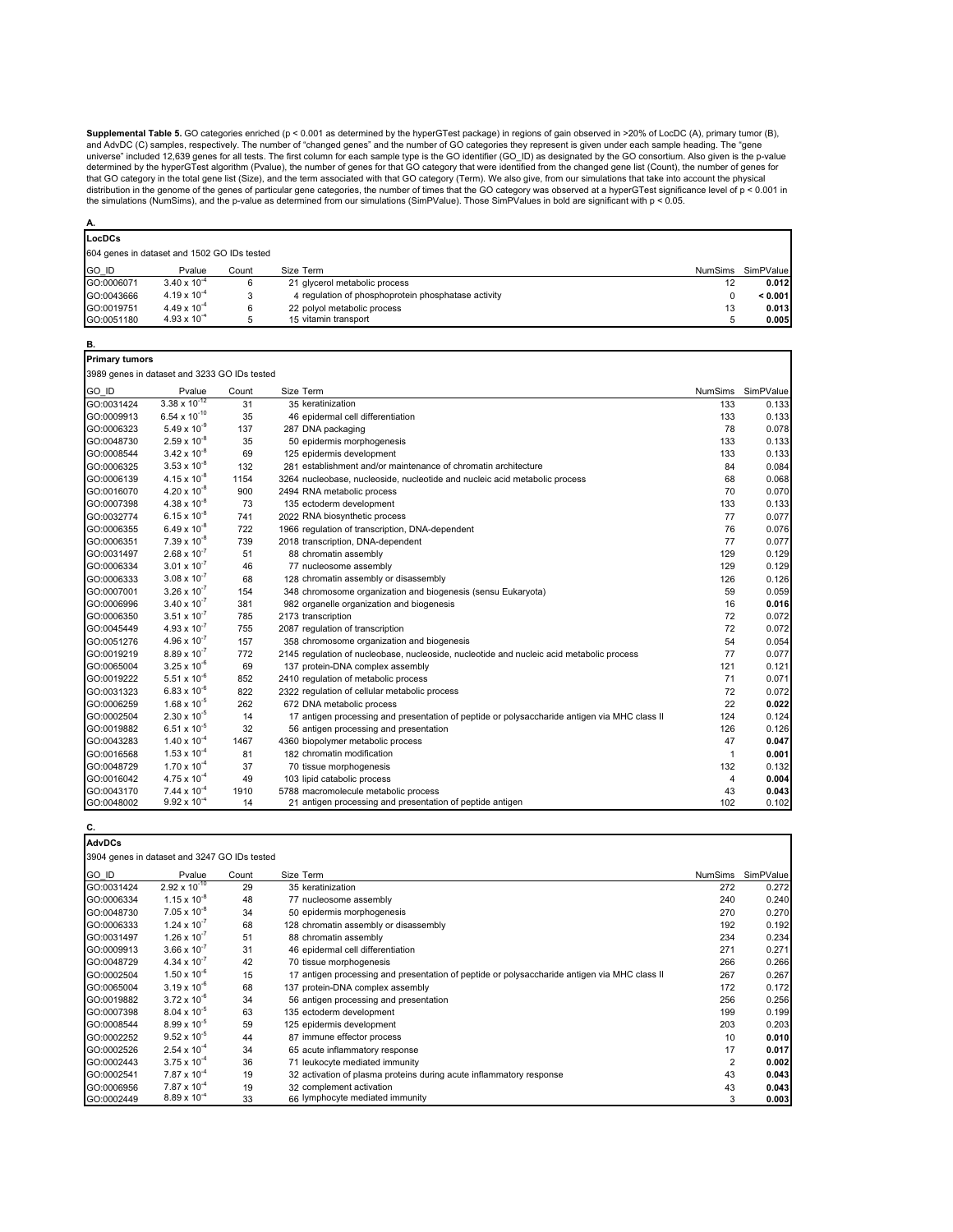**Supplemental Table 5.** GO categories enriched ($p < 0.001$ as determined by the hyperGTest package) in regions of gain observed in >20% of LocDC (A), primary tumor (B), and AdvDC (C) samples, respectively. The number of "changed genes" and the number of GO categories they represent is given under each sample heading. The "gene universe" included 12,639 genes for all tests. The first column for each sample type is the GO identifier (GO_ID) as designated by the GO consortium. Also given is the p-value determined by the hyperGTest algorithm (Pvalue), the number of genes for that GO category that were identified from the changed gene list (Count), the number of genes for that GO category in the total gene list (Size), and the term associated with that GO category (Term). We also give, from our simulations that take into account the physical distribution in the genome of the genes of particular gene categories, the number of times that the GO category was observed at a hyperGTest significance level of $p < 0.001$ in the simulations (NumSims), and the p-value as determined from our simulations (SimPValue). Those SimPValues in bold are significant with $p < 0.05$.

**A.**

**LocDCs**

604 genes in dataset and 1502 GO IDs tested

| GO_ID | Pvalue | Count | Size | Term | NumSims | SimPValue |
|---|---|---|---|---|---|---|
| GO:0006071 | $3.40 \times 10^{-4}$ | 6 | 21 | glycerol metabolic process | 12 | **0.012** |
| GO:0043666 | $4.19 \times 10^{-4}$ | 3 | 4 | regulation of phosphoprotein phosphatase activity | 0 | **< 0.001** |
| GO:0019751 | $4.49 \times 10^{-4}$ | 6 | 22 | polyol metabolic process | 13 | **0.013** |
| GO:0051180 | $4.93 \times 10^{-4}$ | 5 | 15 | vitamin transport | 5 | **0.005** |

**B.**

**Primary tumors**

3989 genes in dataset and 3233 GO IDs tested

| GO_ID | Pvalue | Count | Size | Term | NumSims | SimPValue |
|---|---|---|---|---|---|---|
| GO:0031424 | $3.38 \times 10^{-12}$ | 31 | 35 | keratinization | 133 | 0.133 |
| GO:0009913 | $6.54 \times 10^{-10}$ | 35 | 46 | epidermal cell differentiation | 133 | 0.133 |
| GO:0006323 | $5.49 \times 10^{-9}$ | 137 | 287 | DNA packaging | 78 | 0.078 |
| GO:0048730 | $2.59 \times 10^{-8}$ | 35 | 50 | epidermis morphogenesis | 133 | 0.133 |
| GO:0008544 | $3.42 \times 10^{-8}$ | 69 | 125 | epidermis development | 133 | 0.133 |
| GO:0006325 | $3.53 \times 10^{-8}$ | 132 | 281 | establishment and/or maintenance of chromatin architecture | 84 | 0.084 |
| GO:0006139 | $4.15 \times 10^{-8}$ | 1154 | 3264 | nucleobase, nucleoside, nucleotide and nucleic acid metabolic process | 68 | 0.068 |
| GO:0016070 | $4.20 \times 10^{-8}$ | 900 | 2494 | RNA metabolic process | 70 | 0.070 |
| GO:0007398 | $4.38 \times 10^{-8}$ | 73 | 135 | ectoderm development | 133 | 0.133 |
| GO:0032774 | $6.15 \times 10^{-8}$ | 741 | 2022 | RNA biosynthetic process | 77 | 0.077 |
| GO:0006355 | $6.49 \times 10^{-8}$ | 722 | 1966 | regulation of transcription, DNA-dependent | 76 | 0.076 |
| GO:0006351 | $7.39 \times 10^{-8}$ | 739 | 2018 | transcription, DNA-dependent | 77 | 0.077 |
| GO:0031497 | $2.68 \times 10^{-7}$ | 51 | 88 | chromatin assembly | 129 | 0.129 |
| GO:0006334 | $3.01 \times 10^{-7}$ | 46 | 77 | nucleosome assembly | 129 | 0.129 |
| GO:0006333 | $3.08 \times 10^{-7}$ | 68 | 128 | chromatin assembly or disassembly | 126 | 0.126 |
| GO:0007001 | $3.26 \times 10^{-7}$ | 154 | 348 | chromosome organization and biogenesis (sensu Eukaryota) | 59 | 0.059 |
| GO:0006996 | $3.40 \times 10^{-7}$ | 381 | 982 | organelle organization and biogenesis | 16 | **0.016** |
| GO:0006350 | $3.51 \times 10^{-7}$ | 785 | 2173 | transcription | 72 | 0.072 |
| GO:0045449 | $4.93 \times 10^{-7}$ | 755 | 2087 | regulation of transcription | 72 | 0.072 |
| GO:0051276 | $4.96 \times 10^{-7}$ | 157 | 358 | chromosome organization and biogenesis | 54 | 0.054 |
| GO:0019219 | $8.89 \times 10^{-7}$ | 772 | 2145 | regulation of nucleobase, nucleoside, nucleotide and nucleic acid metabolic process | 77 | 0.077 |
| GO:0065004 | $3.25 \times 10^{-6}$ | 69 | 137 | protein-DNA complex assembly | 121 | 0.121 |
| GO:0019222 | $5.51 \times 10^{-6}$ | 852 | 2410 | regulation of metabolic process | 71 | 0.071 |
| GO:0031323 | $6.83 \times 10^{-6}$ | 822 | 2322 | regulation of cellular metabolic process | 72 | 0.072 |
| GO:0006259 | $1.68 \times 10^{-5}$ | 262 | 672 | DNA metabolic process | 22 | **0.022** |
| GO:0002504 | $2.30 \times 10^{-5}$ | 14 | 17 | antigen processing and presentation of peptide or polysaccharide antigen via MHC class II | 124 | 0.124 |
| GO:0019882 | $6.51 \times 10^{-5}$ | 32 | 56 | antigen processing and presentation | 126 | 0.126 |
| GO:0043283 | $1.40 \times 10^{-4}$ | 1467 | 4360 | biopolymer metabolic process | 47 | **0.047** |
| GO:0016568 | $1.53 \times 10^{-4}$ | 81 | 182 | chromatin modification | 1 | **0.001** |
| GO:0048729 | $1.70 \times 10^{-4}$ | 37 | 70 | tissue morphogenesis | 132 | 0.132 |
| GO:0016042 | $4.75 \times 10^{-4}$ | 49 | 103 | lipid catabolic process | 4 | **0.004** |
| GO:0043170 | $7.44 \times 10^{-4}$ | 1910 | 5788 | macromolecule metabolic process | 43 | **0.043** |
| GO:0048002 | $9.92 \times 10^{-4}$ | 14 | 21 | antigen processing and presentation of peptide antigen | 102 | 0.102 |

**C.**

**AdvDCs**

3904 genes in dataset and 3247 GO IDs tested

| GO_ID | Pvalue | Count | Size | Term | NumSims | SimPValue |
|---|---|---|---|---|---|---|
| GO:0031424 | $2.92 \times 10^{-10}$ | 29 | 35 | keratinization | 272 | 0.272 |
| GO:0006334 | $1.15 \times 10^{-8}$ | 48 | 77 | nucleosome assembly | 240 | 0.240 |
| GO:0048730 | $7.05 \times 10^{-8}$ | 34 | 50 | epidermis morphogenesis | 270 | 0.270 |
| GO:0006333 | $1.24 \times 10^{-7}$ | 68 | 128 | chromatin assembly or disassembly | 192 | 0.192 |
| GO:0031497 | $1.26 \times 10^{-7}$ | 51 | 88 | chromatin assembly | 234 | 0.234 |
| GO:0009913 | $3.66 \times 10^{-7}$ | 31 | 46 | epidermal cell differentiation | 271 | 0.271 |
| GO:0048729 | $4.34 \times 10^{-7}$ | 42 | 70 | tissue morphogenesis | 266 | 0.266 |
| GO:0002504 | $1.50 \times 10^{-6}$ | 15 | 17 | antigen processing and presentation of peptide or polysaccharide antigen via MHC class II | 267 | 0.267 |
| GO:0065004 | $3.19 \times 10^{-6}$ | 68 | 137 | protein-DNA complex assembly | 172 | 0.172 |
| GO:0019882 | $3.72 \times 10^{-6}$ | 34 | 56 | antigen processing and presentation | 256 | 0.256 |
| GO:0007398 | $8.04 \times 10^{-5}$ | 63 | 135 | ectoderm development | 199 | 0.199 |
| GO:0008544 | $8.99 \times 10^{-5}$ | 59 | 125 | epidermis development | 203 | 0.203 |
| GO:0002252 | $9.52 \times 10^{-5}$ | 44 | 87 | immune effector process | 10 | **0.010** |
| GO:0002526 | $2.54 \times 10^{-4}$ | 34 | 65 | acute inflammatory response | 17 | **0.017** |
| GO:0002443 | $3.75 \times 10^{-4}$ | 36 | 71 | leukocyte mediated immunity | 2 | **0.002** |
| GO:0002541 | $7.87 \times 10^{-4}$ | 19 | 32 | activation of plasma proteins during acute inflammatory response | 43 | **0.043** |
| GO:0006956 | $7.87 \times 10^{-4}$ | 19 | 32 | complement activation | 43 | **0.043** |
| GO:0002449 | $8.89 \times 10^{-4}$ | 33 | 66 | lymphocyte mediated immunity | 3 | **0.003** |